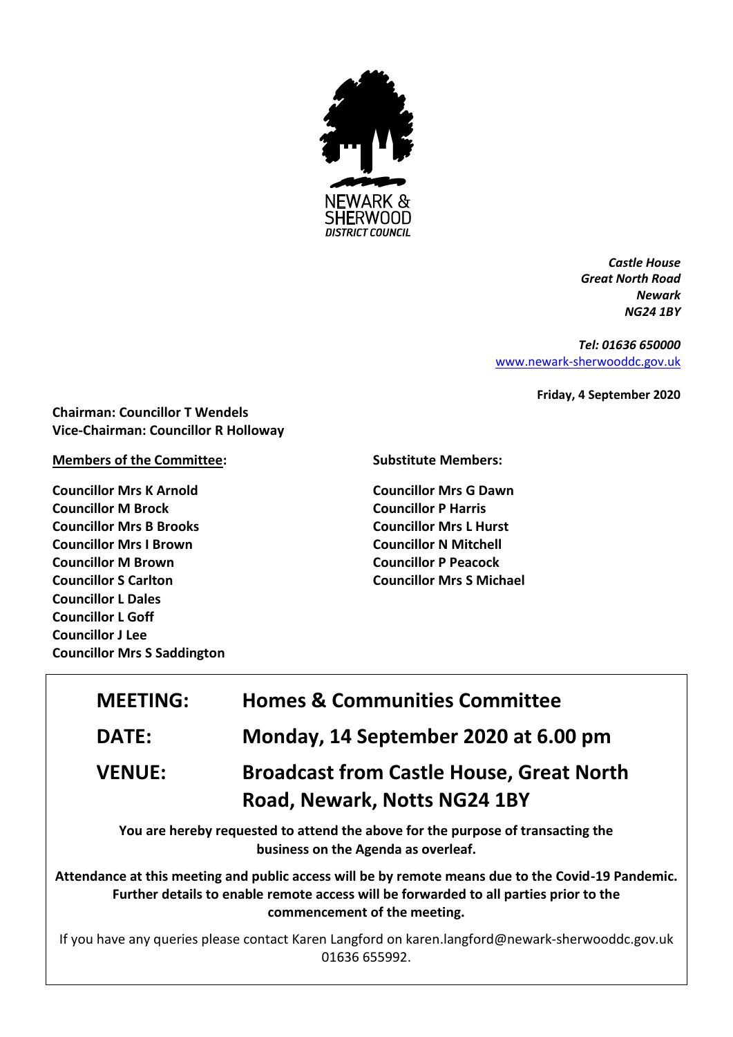NEWARK & SHERWOOD
DISTRICT COUNCIL

*Castle House*
*Great North Road*
*Newark*
*NG24 1BY*

*Tel: 01636 650000*
[www.newark-sherwooddc.gov.uk](http://www.newark-sherwooddc.gov.uk)

**Friday, 4 September 2020**

**Chairman: Councillor T Wendels**
**Vice-Chairman: Councillor R Holloway**

**Members of the Committee:**

**Councillor Mrs K Arnold**
**Councillor M Brock**
**Councillor Mrs B Brooks**
**Councillor Mrs I Brown**
**Councillor M Brown**
**Councillor S Carlton**
**Councillor L Dales**
**Councillor L Goff**
**Councillor J Lee**
**Councillor Mrs S Saddington**

**Substitute Members:**

**Councillor Mrs G Dawn**
**Councillor P Harris**
**Councillor Mrs L Hurst**
**Councillor N Mitchell**
**Councillor P Peacock**
**Councillor Mrs S Michael**

| | |
|---|---|
| **MEETING:** | **Homes & Communities Committee** |
| **DATE:** | **Monday, 14 September 2020 at 6.00 pm** |
| **VENUE:** | **Broadcast from Castle House, Great North Road, Newark, Notts NG24 1BY** |

**You are hereby requested to attend the above for the purpose of transacting the business on the Agenda as overleaf.**

**Attendance at this meeting and public access will be by remote means due to the Covid-19 Pandemic. Further details to enable remote access will be forwarded to all parties prior to the commencement of the meeting.**

If you have any queries please contact Karen Langford on karen.langford@newark-sherwooddc.gov.uk 01636 655992.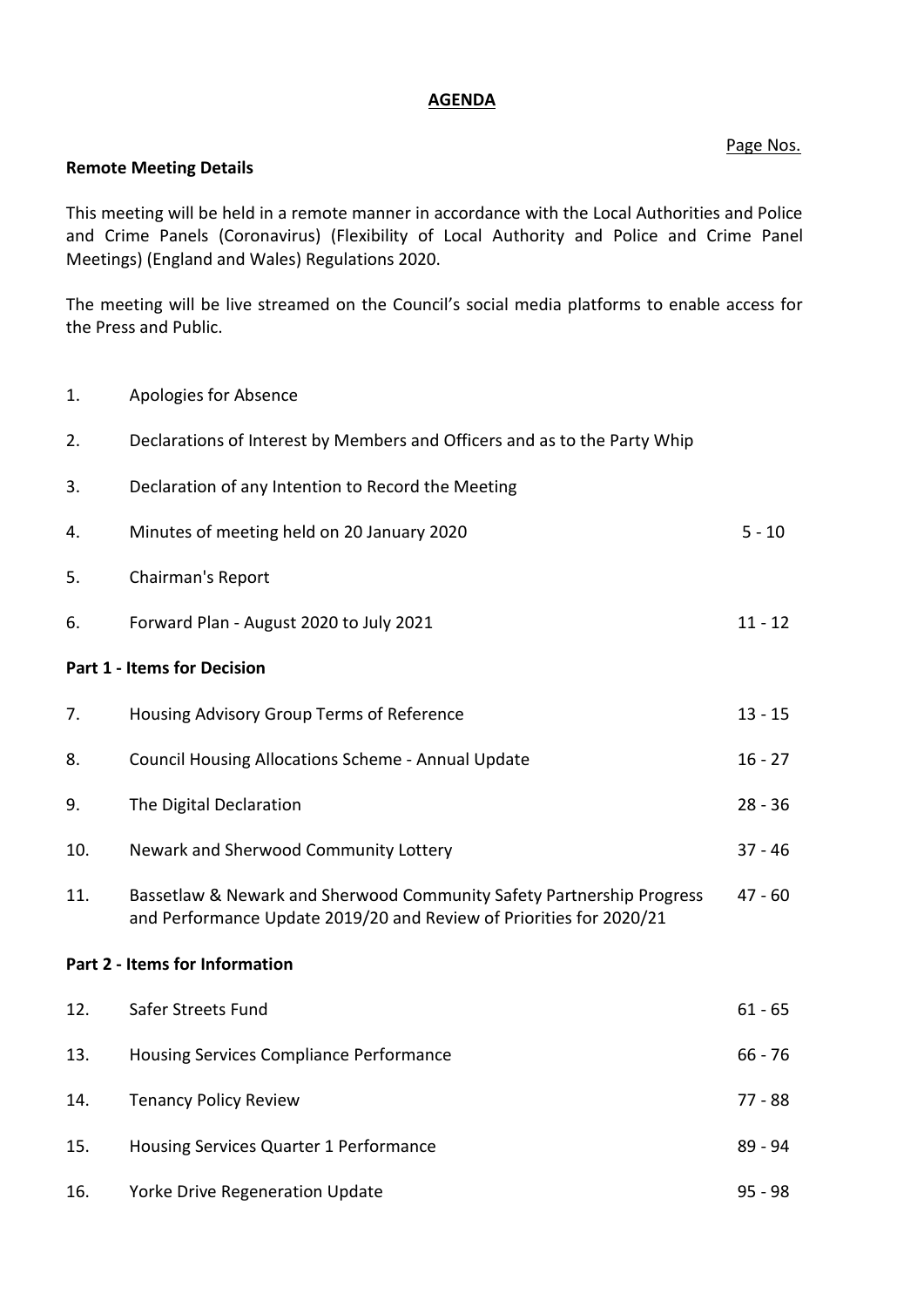# AGENDA

Page Nos.

**Remote Meeting Details**

This meeting will be held in a remote manner in accordance with the Local Authorities and Police and Crime Panels (Coronavirus) (Flexibility of Local Authority and Police and Crime Panel Meetings) (England and Wales) Regulations 2020.

The meeting will be live streamed on the Council's social media platforms to enable access for the Press and Public.

| | | |
|---|---|---|
| 1. | Apologies for Absence | |
| 2. | Declarations of Interest by Members and Officers and as to the Party Whip | |
| 3. | Declaration of any Intention to Record the Meeting | |
| 4. | Minutes of meeting held on 20 January 2020 | 5 - 10 |
| 5. | Chairman's Report | |
| 6. | Forward Plan - August 2020 to July 2021 | 11 - 12 |

**Part 1 - Items for Decision**

| | | |
|---|---|---|
| 7. | Housing Advisory Group Terms of Reference | 13 - 15 |
| 8. | Council Housing Allocations Scheme - Annual Update | 16 - 27 |
| 9. | The Digital Declaration | 28 - 36 |
| 10. | Newark and Sherwood Community Lottery | 37 - 46 |
| 11. | Bassetlaw & Newark and Sherwood Community Safety Partnership Progress and Performance Update 2019/20 and Review of Priorities for 2020/21 | 47 - 60 |

**Part 2 - Items for Information**

| | | |
|---|---|---|
| 12. | Safer Streets Fund | 61 - 65 |
| 13. | Housing Services Compliance Performance | 66 - 76 |
| 14. | Tenancy Policy Review | 77 - 88 |
| 15. | Housing Services Quarter 1 Performance | 89 - 94 |
| 16. | Yorke Drive Regeneration Update | 95 - 98 |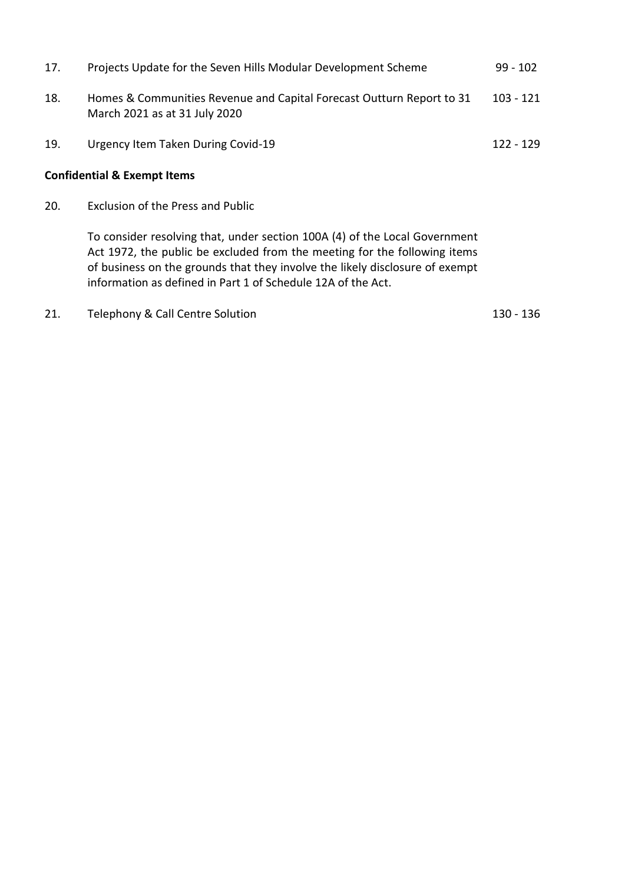| | | |
|---|---|---|
| 17. | Projects Update for the Seven Hills Modular Development Scheme | 99 - 102 |
| 18. | Homes & Communities Revenue and Capital Forecast Outturn Report to 31 March 2021 as at 31 July 2020 | 103 - 121 |
| 19. | Urgency Item Taken During Covid-19 | 122 - 129 |

**Confidential & Exempt Items**

20. Exclusion of the Press and Public

To consider resolving that, under section 100A (4) of the Local Government Act 1972, the public be excluded from the meeting for the following items of business on the grounds that they involve the likely disclosure of exempt information as defined in Part 1 of Schedule 12A of the Act.

| | | |
|---|---|---|
| 21. | Telephony & Call Centre Solution | 130 - 136 |